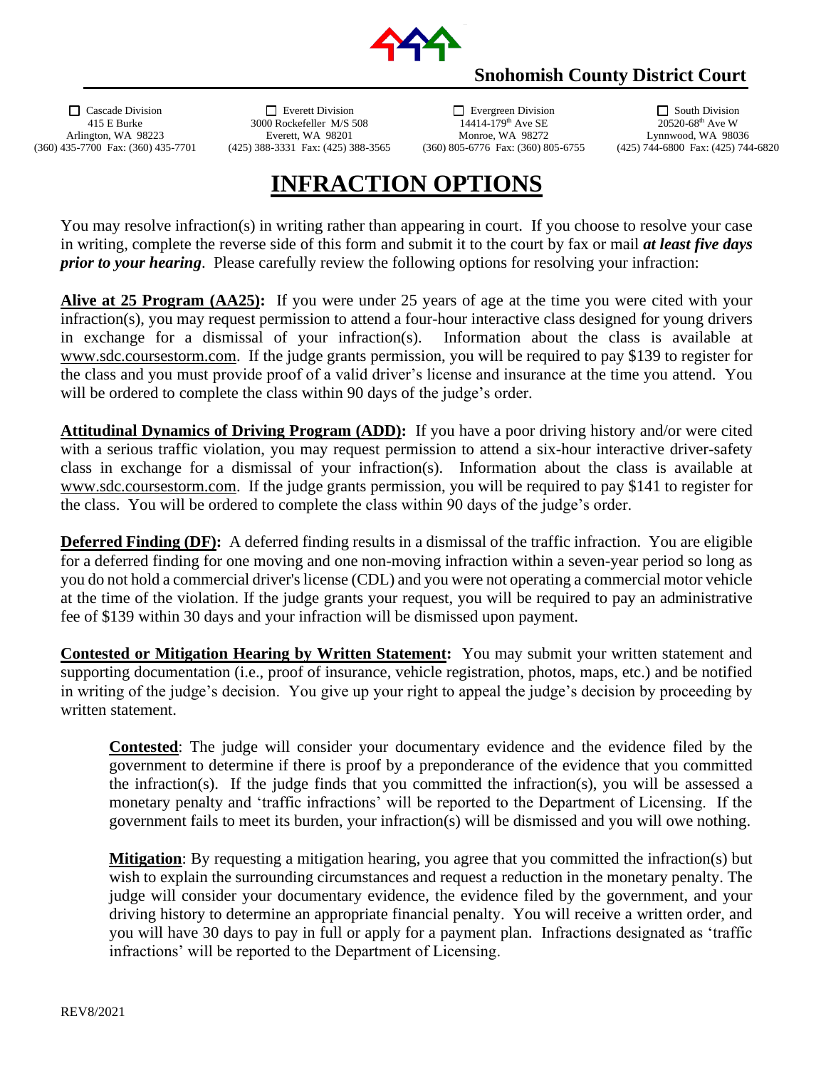**Snohomish County District Court**

☐ Cascade Division
415 E Burke
Arlington, WA 98223
(360) 435-7700 Fax: (360) 435-7701

☐ Everett Division
3000 Rockefeller M/S 508
Everett, WA 98201
(425) 388-3331 Fax: (425) 388-3565

☐ Evergreen Division
14414-179th Ave SE
Monroe, WA 98272
(360) 805-6776 Fax: (360) 805-6755

☐ South Division
20520-68th Ave W
Lynnwood, WA 98036
(425) 744-6800 Fax: (425) 744-6820

# INFRACTION OPTIONS

You may resolve infraction(s) in writing rather than appearing in court. If you choose to resolve your case in writing, complete the reverse side of this form and submit it to the court by fax or mail ***at least five days prior to your hearing***. Please carefully review the following options for resolving your infraction:

**Alive at 25 Program (AA25):** If you were under 25 years of age at the time you were cited with your infraction(s), you may request permission to attend a four-hour interactive class designed for young drivers in exchange for a dismissal of your infraction(s). Information about the class is available at www.sdc.coursestorm.com. If the judge grants permission, you will be required to pay $139 to register for the class and you must provide proof of a valid driver's license and insurance at the time you attend. You will be ordered to complete the class within 90 days of the judge's order.

**Attitudinal Dynamics of Driving Program (ADD):** If you have a poor driving history and/or were cited with a serious traffic violation, you may request permission to attend a six-hour interactive driver-safety class in exchange for a dismissal of your infraction(s). Information about the class is available at www.sdc.coursestorm.com. If the judge grants permission, you will be required to pay $141 to register for the class. You will be ordered to complete the class within 90 days of the judge's order.

**Deferred Finding (DF):** A deferred finding results in a dismissal of the traffic infraction. You are eligible for a deferred finding for one moving and one non-moving infraction within a seven-year period so long as you do not hold a commercial driver's license (CDL) and you were not operating a commercial motor vehicle at the time of the violation. If the judge grants your request, you will be required to pay an administrative fee of $139 within 30 days and your infraction will be dismissed upon payment.

**Contested or Mitigation Hearing by Written Statement:** You may submit your written statement and supporting documentation (i.e., proof of insurance, vehicle registration, photos, maps, etc.) and be notified in writing of the judge's decision. You give up your right to appeal the judge's decision by proceeding by written statement.

> **Contested**: The judge will consider your documentary evidence and the evidence filed by the government to determine if there is proof by a preponderance of the evidence that you committed the infraction(s). If the judge finds that you committed the infraction(s), you will be assessed a monetary penalty and 'traffic infractions' will be reported to the Department of Licensing. If the government fails to meet its burden, your infraction(s) will be dismissed and you will owe nothing.
>
> **Mitigation**: By requesting a mitigation hearing, you agree that you committed the infraction(s) but wish to explain the surrounding circumstances and request a reduction in the monetary penalty. The judge will consider your documentary evidence, the evidence filed by the government, and your driving history to determine an appropriate financial penalty. You will receive a written order, and you will have 30 days to pay in full or apply for a payment plan. Infractions designated as 'traffic infractions' will be reported to the Department of Licensing.

REV8/2021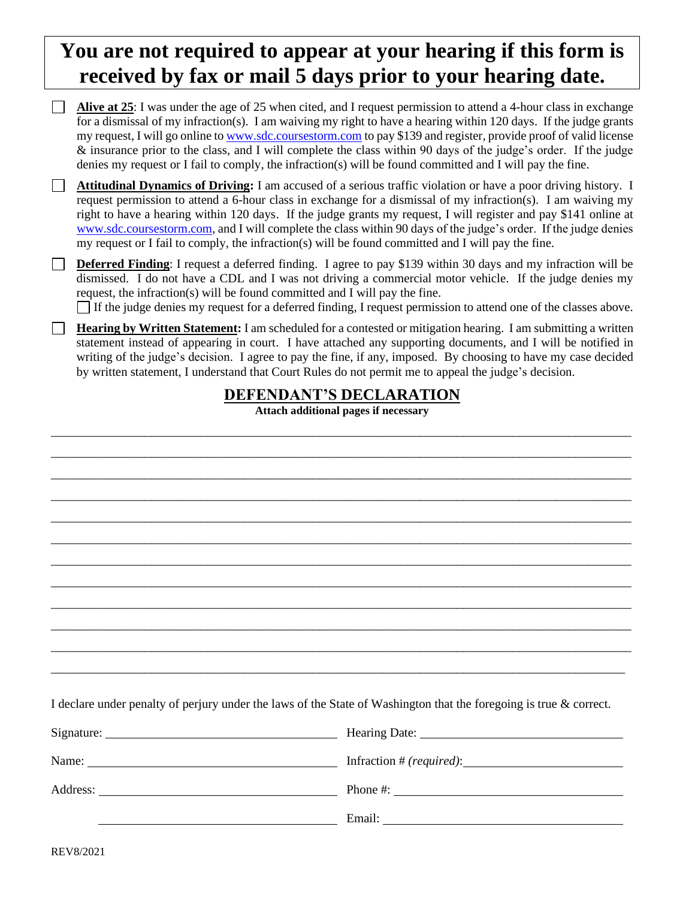# You are not required to appear at your hearing if this form is received by fax or mail 5 days prior to your hearing date.

☐ **Alive at 25**: I was under the age of 25 when cited, and I request permission to attend a 4-hour class in exchange for a dismissal of my infraction(s). I am waiving my right to have a hearing within 120 days. If the judge grants my request, I will go online to www.sdc.coursestorm.com to pay $139 and register, provide proof of valid license & insurance prior to the class, and I will complete the class within 90 days of the judge's order. If the judge denies my request or I fail to comply, the infraction(s) will be found committed and I will pay the fine.

☐ **Attitudinal Dynamics of Driving:** I am accused of a serious traffic violation or have a poor driving history. I request permission to attend a 6-hour class in exchange for a dismissal of my infraction(s). I am waiving my right to have a hearing within 120 days. If the judge grants my request, I will register and pay $141 online at www.sdc.coursestorm.com, and I will complete the class within 90 days of the judge's order. If the judge denies my request or I fail to comply, the infraction(s) will be found committed and I will pay the fine.

☐ **Deferred Finding**: I request a deferred finding. I agree to pay $139 within 30 days and my infraction will be dismissed. I do not have a CDL and I was not driving a commercial motor vehicle. If the judge denies my request, the infraction(s) will be found committed and I will pay the fine.

☐ If the judge denies my request for a deferred finding, I request permission to attend one of the classes above.

☐ **Hearing by Written Statement:** I am scheduled for a contested or mitigation hearing. I am submitting a written statement instead of appearing in court. I have attached any supporting documents, and I will be notified in writing of the judge's decision. I agree to pay the fine, if any, imposed. By choosing to have my case decided by written statement, I understand that Court Rules do not permit me to appeal the judge's decision.

## DEFENDANT'S DECLARATION

**Attach additional pages if necessary**

______________________________________________________________________________________

______________________________________________________________________________________

______________________________________________________________________________________

______________________________________________________________________________________

______________________________________________________________________________________

______________________________________________________________________________________

______________________________________________________________________________________

______________________________________________________________________________________

______________________________________________________________________________________

______________________________________________________________________________________

______________________________________________________________________________________

______________________________________________________________________________________

I declare under penalty of perjury under the laws of the State of Washington that the foregoing is true & correct.

Signature: ______________________________ Hearing Date: ______________________________

Name: ______________________________ Infraction # *(required)*: ______________________________

Address: ______________________________ Phone #: ______________________________

______________________________ Email: ______________________________

REV8/2021